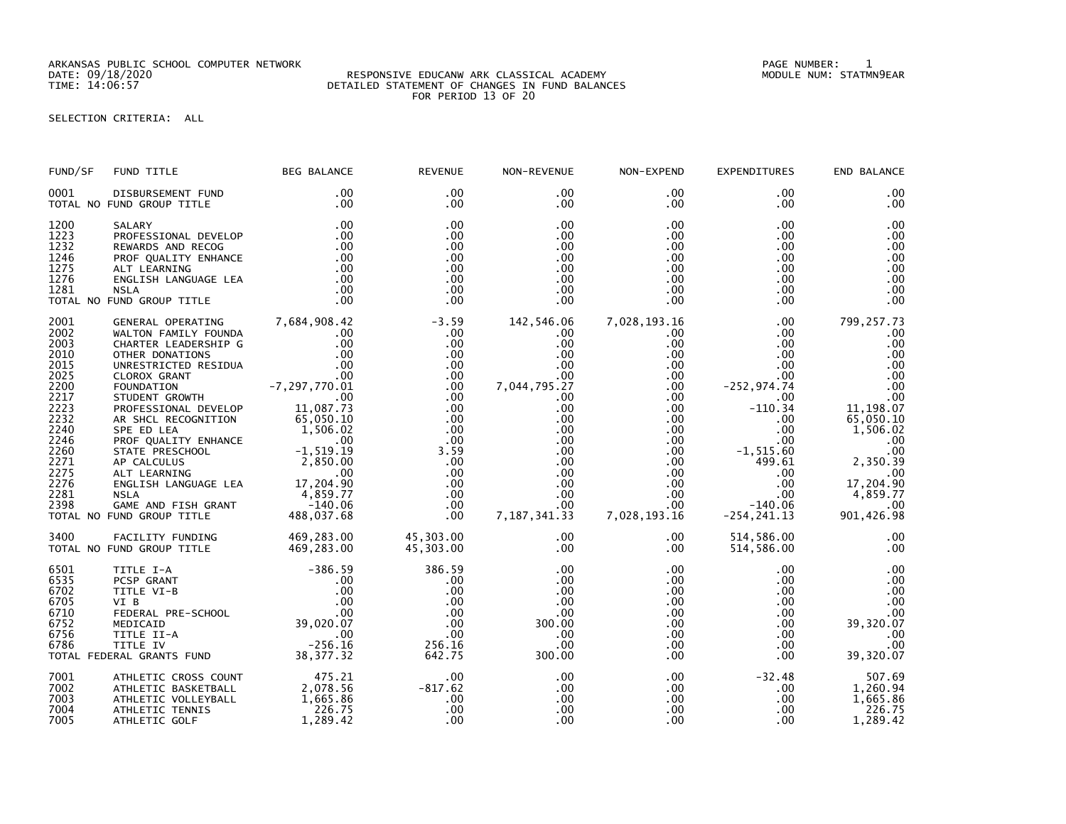ARKANSAS PUBLIC SCHOOL COMPUTER NETWORK
DATE: 09/18/2020
TIME: 14:06:57

RESPONSIVE EDUCANW ARK CLASSICAL ACADEMY
DETAILED STATEMENT OF CHANGES IN FUND BALANCES
FOR PERIOD 13 OF 20

PAGE NUMBER: 1
MODULE NUM: STATMN9EAR

SELECTION CRITERIA: ALL

| FUND/SF | FUND TITLE | BEG BALANCE | REVENUE | NON-REVENUE | NON-EXPEND | EXPENDITURES | END BALANCE |
|---|---|---|---|---|---|---|---|
| 0001 | DISBURSEMENT FUND | .00 | .00 | .00 | .00 | .00 | .00 |
| TOTAL NO FUND GROUP TITLE | | .00 | .00 | .00 | .00 | .00 | .00 |
| 1200 | SALARY | .00 | .00 | .00 | .00 | .00 | .00 |
| 1223 | PROFESSIONAL DEVELOP | .00 | .00 | .00 | .00 | .00 | .00 |
| 1232 | REWARDS AND RECOG | .00 | .00 | .00 | .00 | .00 | .00 |
| 1246 | PROF QUALITY ENHANCE | .00 | .00 | .00 | .00 | .00 | .00 |
| 1275 | ALT LEARNING | .00 | .00 | .00 | .00 | .00 | .00 |
| 1276 | ENGLISH LANGUAGE LEA | .00 | .00 | .00 | .00 | .00 | .00 |
| 1281 | NSLA | .00 | .00 | .00 | .00 | .00 | .00 |
| TOTAL NO FUND GROUP TITLE | | .00 | .00 | .00 | .00 | .00 | .00 |
| 2001 | GENERAL OPERATING | 7,684,908.42 | -3.59 | 142,546.06 | 7,028,193.16 | .00 | 799,257.73 |
| 2002 | WALTON FAMILY FOUNDA | .00 | .00 | .00 | .00 | .00 | .00 |
| 2003 | CHARTER LEADERSHIP G | .00 | .00 | .00 | .00 | .00 | .00 |
| 2010 | OTHER DONATIONS | .00 | .00 | .00 | .00 | .00 | .00 |
| 2015 | UNRESTRICTED RESIDUA | .00 | .00 | .00 | .00 | .00 | .00 |
| 2025 | CLOROX GRANT | .00 | .00 | .00 | .00 | .00 | .00 |
| 2200 | FOUNDATION | -7,297,770.01 | .00 | 7,044,795.27 | .00 | -252,974.74 | .00 |
| 2217 | STUDENT GROWTH | .00 | .00 | .00 | .00 | .00 | .00 |
| 2223 | PROFESSIONAL DEVELOP | 11,087.73 | .00 | .00 | .00 | -110.34 | 11,198.07 |
| 2232 | AR SHCL RECOGNITION | 65,050.10 | .00 | .00 | .00 | .00 | 65,050.10 |
| 2240 | SPE ED LEA | 1,506.02 | .00 | .00 | .00 | .00 | 1,506.02 |
| 2246 | PROF QUALITY ENHANCE | .00 | .00 | .00 | .00 | .00 | .00 |
| 2260 | STATE PRESCHOOL | -1,519.19 | 3.59 | .00 | .00 | -1,515.60 | .00 |
| 2271 | AP CALCULUS | 2,850.00 | .00 | .00 | .00 | 499.61 | 2,350.39 |
| 2275 | ALT LEARNING | .00 | .00 | .00 | .00 | .00 | .00 |
| 2276 | ENGLISH LANGUAGE LEA | 17,204.90 | .00 | .00 | .00 | .00 | 17,204.90 |
| 2281 | NSLA | 4,859.77 | .00 | .00 | .00 | .00 | 4,859.77 |
| 2398 | GAME AND FISH GRANT | -140.06 | .00 | .00 | .00 | -140.06 | .00 |
| TOTAL NO FUND GROUP TITLE | | 488,037.68 | .00 | 7,187,341.33 | 7,028,193.16 | -254,241.13 | 901,426.98 |
| 3400 | FACILITY FUNDING | 469,283.00 | 45,303.00 | .00 | .00 | 514,586.00 | .00 |
| TOTAL NO FUND GROUP TITLE | | 469,283.00 | 45,303.00 | .00 | .00 | 514,586.00 | .00 |
| 6501 | TITLE I-A | -386.59 | 386.59 | .00 | .00 | .00 | .00 |
| 6535 | PCSP GRANT | .00 | .00 | .00 | .00 | .00 | .00 |
| 6702 | TITLE VI-B | .00 | .00 | .00 | .00 | .00 | .00 |
| 6705 | VI B | .00 | .00 | .00 | .00 | .00 | .00 |
| 6710 | FEDERAL PRE-SCHOOL | .00 | .00 | .00 | .00 | .00 | .00 |
| 6752 | MEDICAID | 39,020.07 | .00 | 300.00 | .00 | .00 | 39,320.07 |
| 6756 | TITLE II-A | .00 | .00 | .00 | .00 | .00 | .00 |
| 6786 | TITLE IV | -256.16 | 256.16 | .00 | .00 | .00 | .00 |
| TOTAL FEDERAL GRANTS FUND | | 38,377.32 | 642.75 | 300.00 | .00 | .00 | 39,320.07 |
| 7001 | ATHLETIC CROSS COUNT | 475.21 | .00 | .00 | .00 | -32.48 | 507.69 |
| 7002 | ATHLETIC BASKETBALL | 2,078.56 | -817.62 | .00 | .00 | .00 | 1,260.94 |
| 7003 | ATHLETIC VOLLEYBALL | 1,665.86 | .00 | .00 | .00 | .00 | 1,665.86 |
| 7004 | ATHLETIC TENNIS | 226.75 | .00 | .00 | .00 | .00 | 226.75 |
| 7005 | ATHLETIC GOLF | 1,289.42 | .00 | .00 | .00 | .00 | 1,289.42 |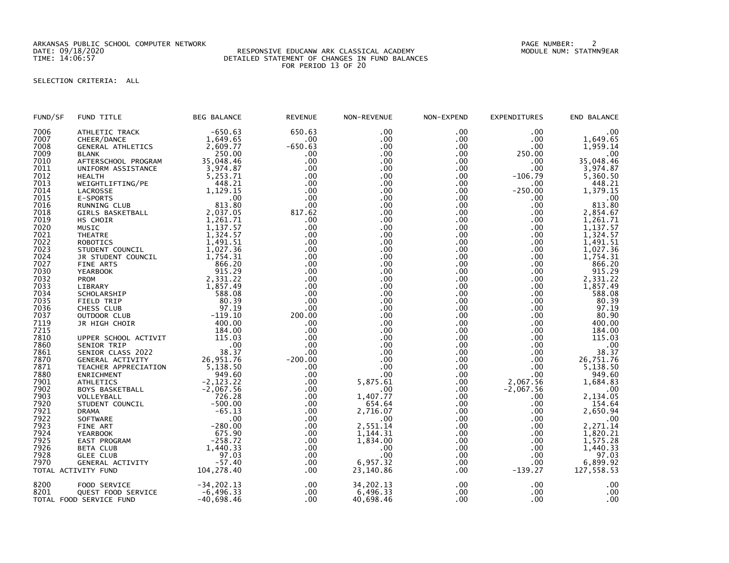ARKANSAS PUBLIC SCHOOL COMPUTER NETWORK
DATE: 09/18/2020
TIME: 14:06:57

RESPONSIVE EDUCANW ARK CLASSICAL ACADEMY
DETAILED STATEMENT OF CHANGES IN FUND BALANCES
FOR PERIOD 13 OF 20

PAGE NUMBER: 2
MODULE NUM: STATMN9EAR

SELECTION CRITERIA: ALL

| FUND/SF | FUND TITLE | BEG BALANCE | REVENUE | NON-REVENUE | NON-EXPEND | EXPENDITURES | END BALANCE |
|---|---|---|---|---|---|---|---|
| 7006 | ATHLETIC TRACK | -650.63 | 650.63 | .00 | .00 | .00 | .00 |
| 7007 | CHEER/DANCE | 1,649.65 | .00 | .00 | .00 | .00 | 1,649.65 |
| 7008 | GENERAL ATHLETICS | 2,609.77 | -650.63 | .00 | .00 | .00 | 1,959.14 |
| 7009 | BLANK | 250.00 | .00 | .00 | .00 | 250.00 | .00 |
| 7010 | AFTERSCHOOL PROGRAM | 35,048.46 | .00 | .00 | .00 | .00 | 35,048.46 |
| 7011 | UNIFORM ASSISTANCE | 3,974.87 | .00 | .00 | .00 | .00 | 3,974.87 |
| 7012 | HEALTH | 5,253.71 | .00 | .00 | .00 | -106.79 | 5,360.50 |
| 7013 | WEIGHTLIFTING/PE | 448.21 | .00 | .00 | .00 | .00 | 448.21 |
| 7014 | LACROSSE | 1,129.15 | .00 | .00 | .00 | -250.00 | 1,379.15 |
| 7015 | E-SPORTS | .00 | .00 | .00 | .00 | .00 | .00 |
| 7016 | RUNNING CLUB | 813.80 | .00 | .00 | .00 | .00 | 813.80 |
| 7018 | GIRLS BASKETBALL | 2,037.05 | 817.62 | .00 | .00 | .00 | 2,854.67 |
| 7019 | HS CHOIR | 1,261.71 | .00 | .00 | .00 | .00 | 1,261.71 |
| 7020 | MUSIC | 1,137.57 | .00 | .00 | .00 | .00 | 1,137.57 |
| 7021 | THEATRE | 1,324.57 | .00 | .00 | .00 | .00 | 1,324.57 |
| 7022 | ROBOTICS | 1,491.51 | .00 | .00 | .00 | .00 | 1,491.51 |
| 7023 | STUDENT COUNCIL | 1,027.36 | .00 | .00 | .00 | .00 | 1,027.36 |
| 7024 | JR STUDENT COUNCIL | 1,754.31 | .00 | .00 | .00 | .00 | 1,754.31 |
| 7027 | FINE ARTS | 866.20 | .00 | .00 | .00 | .00 | 866.20 |
| 7030 | YEARBOOK | 915.29 | .00 | .00 | .00 | .00 | 915.29 |
| 7032 | PROM | 2,331.22 | .00 | .00 | .00 | .00 | 2,331.22 |
| 7033 | LIBRARY | 1,857.49 | .00 | .00 | .00 | .00 | 1,857.49 |
| 7034 | SCHOLARSHIP | 588.08 | .00 | .00 | .00 | .00 | 588.08 |
| 7035 | FIELD TRIP | 80.39 | .00 | .00 | .00 | .00 | 80.39 |
| 7036 | CHESS CLUB | 97.19 | .00 | .00 | .00 | .00 | 97.19 |
| 7037 | OUTDOOR CLUB | -119.10 | 200.00 | .00 | .00 | .00 | 80.90 |
| 7119 | JR HIGH CHOIR | 400.00 | .00 | .00 | .00 | .00 | 400.00 |
| 7215 | | 184.00 | .00 | .00 | .00 | .00 | 184.00 |
| 7810 | UPPER SCHOOL ACTIVIT | 115.03 | .00 | .00 | .00 | .00 | 115.03 |
| 7860 | SENIOR TRIP | .00 | .00 | .00 | .00 | .00 | .00 |
| 7861 | SENIOR CLASS 2022 | 38.37 | .00 | .00 | .00 | .00 | 38.37 |
| 7870 | GENERAL ACTIVITY | 26,951.76 | -200.00 | .00 | .00 | .00 | 26,751.76 |
| 7871 | TEACHER APPRECIATION | 5,138.50 | .00 | .00 | .00 | .00 | 5,138.50 |
| 7880 | ENRICHMENT | 949.60 | .00 | .00 | .00 | .00 | 949.60 |
| 7901 | ATHLETICS | -2,123.22 | .00 | 5,875.61 | .00 | 2,067.56 | 1,684.83 |
| 7902 | BOYS BASKETBALL | -2,067.56 | .00 | .00 | .00 | -2,067.56 | .00 |
| 7903 | VOLLEYBALL | 726.28 | .00 | 1,407.77 | .00 | .00 | 2,134.05 |
| 7920 | STUDENT COUNCIL | -500.00 | .00 | 654.64 | .00 | .00 | 154.64 |
| 7921 | DRAMA | -65.13 | .00 | 2,716.07 | .00 | .00 | 2,650.94 |
| 7922 | SOFTWARE | .00 | .00 | .00 | .00 | .00 | .00 |
| 7923 | FINE ART | -280.00 | .00 | 2,551.14 | .00 | .00 | 2,271.14 |
| 7924 | YEARBOOK | 675.90 | .00 | 1,144.31 | .00 | .00 | 1,820.21 |
| 7925 | EAST PROGRAM | -258.72 | .00 | 1,834.00 | .00 | .00 | 1,575.28 |
| 7926 | BETA CLUB | 1,440.33 | .00 | .00 | .00 | .00 | 1,440.33 |
| 7928 | GLEE CLUB | 97.03 | .00 | .00 | .00 | .00 | 97.03 |
| 7970 | GENERAL ACTIVITY | -57.40 | .00 | 6,957.32 | .00 | .00 | 6,899.92 |
| TOTAL ACTIVITY FUND | | 104,278.40 | .00 | 23,140.86 | .00 | -139.27 | 127,558.53 |
| 8200 | FOOD SERVICE | -34,202.13 | .00 | 34,202.13 | .00 | .00 | .00 |
| 8201 | QUEST FOOD SERVICE | -6,496.33 | .00 | 6,496.33 | .00 | .00 | .00 |
| TOTAL FOOD SERVICE FUND | | -40,698.46 | .00 | 40,698.46 | .00 | .00 | .00 |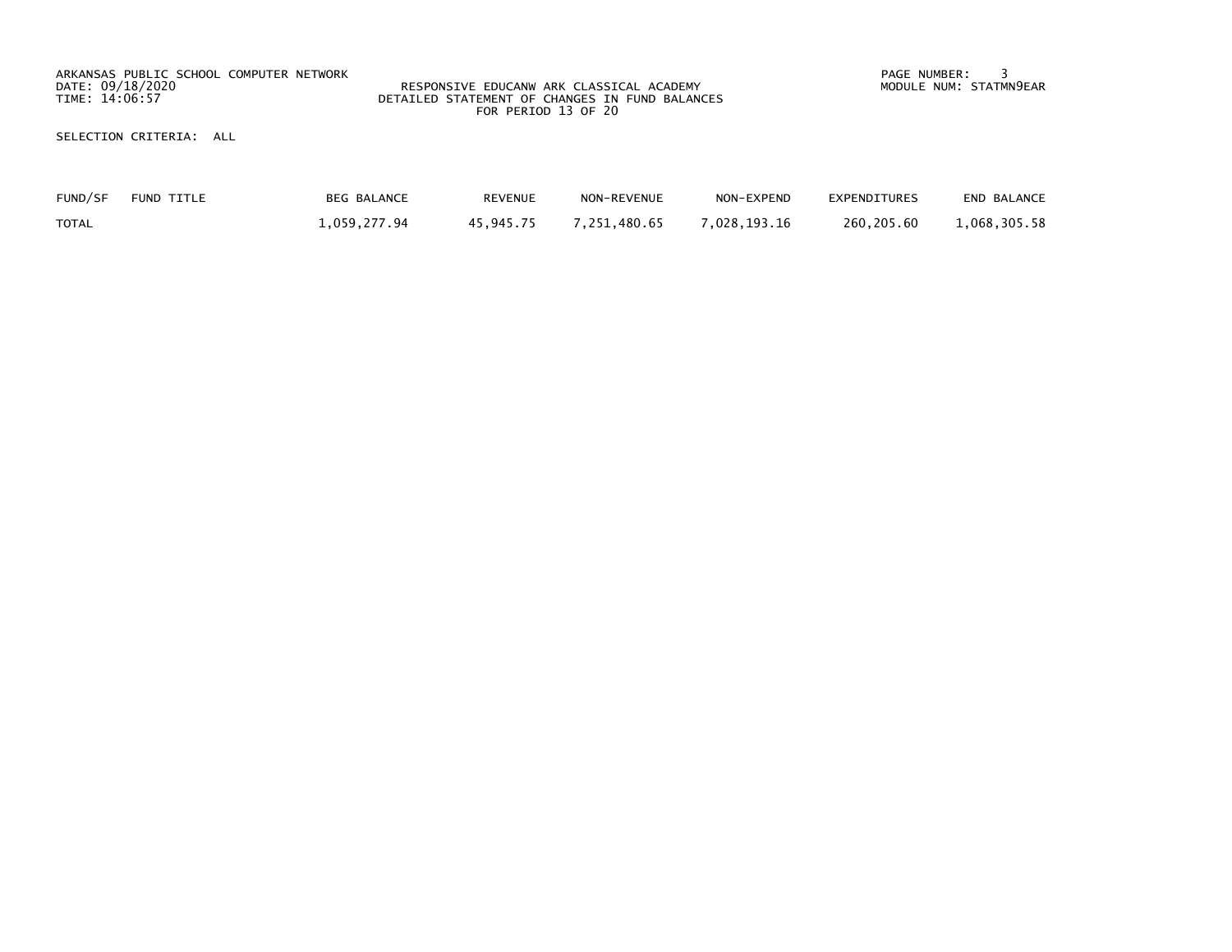ARKANSAS PUBLIC SCHOOL COMPUTER NETWORK
DATE: 09/18/2020
TIME: 14:06:57

RESPONSIVE EDUCANW ARK CLASSICAL ACADEMY
DETAILED STATEMENT OF CHANGES IN FUND BALANCES
FOR PERIOD 13 OF 20

PAGE NUMBER: 3
MODULE NUM: STATMN9EAR

SELECTION CRITERIA: ALL

| FUND/SF | FUND TITLE | BEG BALANCE | REVENUE | NON-REVENUE | NON-EXPEND | EXPENDITURES | END BALANCE |
|---|---|---|---|---|---|---|---|
| TOTAL | | 1,059,277.94 | 45,945.75 | 7,251,480.65 | 7,028,193.16 | 260,205.60 | 1,068,305.58 |